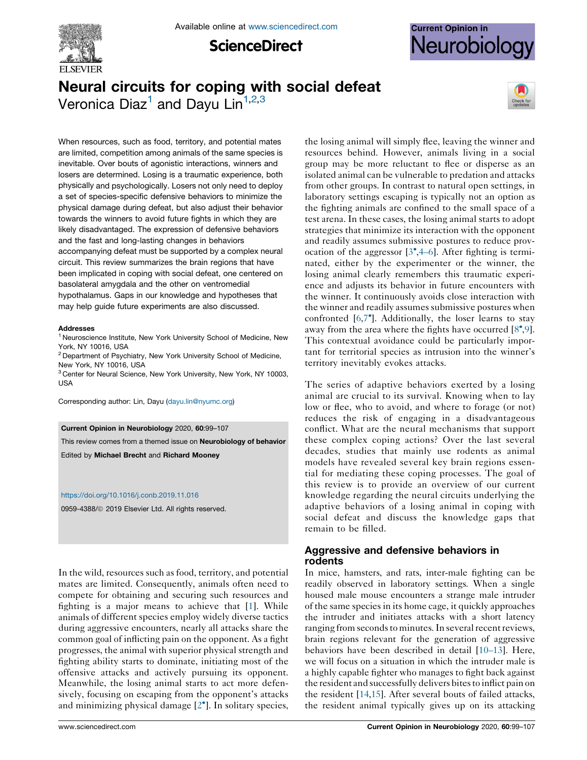# Neural circuits for coping with social defeat

Veronica Diaz[1] and Dayu Lin[1,2,3]

When resources, such as food, territory, and potential mates are limited, competition among animals of the same species is inevitable. Over bouts of agonistic interactions, winners and losers are determined. Losing is a traumatic experience, both physically and psychologically. Losers not only need to deploy a set of species-specific defensive behaviors to minimize the physical damage during defeat, but also adjust their behavior towards the winners to avoid future fights in which they are likely disadvantaged. The expression of defensive behaviors and the fast and long-lasting changes in behaviors accompanying defeat must be supported by a complex neural circuit. This review summarizes the brain regions that have been implicated in coping with social defeat, one centered on basolateral amygdala and the other on ventromedial hypothalamus. Gaps in our knowledge and hypotheses that may help guide future experiments are also discussed.

**Addresses**

[1] Neuroscience Institute, New York University School of Medicine, New York, NY 10016, USA

[2] Department of Psychiatry, New York University School of Medicine, New York, NY 10016, USA

[3] Center for Neural Science, New York University, New York, NY 10003, USA

Corresponding author: Lin, Dayu (dayu.lin@nyumc.org)

**Current Opinion in Neurobiology** 2020, **60**:99–107

This review comes from a themed issue on **Neurobiology of behavior**

Edited by **Michael Brecht** and **Richard Mooney**

https://doi.org/10.1016/j.conb.2019.11.016

0959-4388/© 2019 Elsevier Ltd. All rights reserved.

In the wild, resources such as food, territory, and potential mates are limited. Consequently, animals often need to compete for obtaining and securing such resources and fighting is a major means to achieve that [1]. While animals of different species employ widely diverse tactics during aggressive encounters, nearly all attacks share the common goal of inflicting pain on the opponent. As a fight progresses, the animal with superior physical strength and fighting ability starts to dominate, initiating most of the offensive attacks and actively pursuing its opponent. Meanwhile, the losing animal starts to act more defensively, focusing on escaping from the opponent's attacks and minimizing physical damage [2•]. In solitary species, the losing animal will simply flee, leaving the winner and resources behind. However, animals living in a social group may be more reluctant to flee or disperse as an isolated animal can be vulnerable to predation and attacks from other groups. In contrast to natural open settings, in laboratory settings escaping is typically not an option as the fighting animals are confined to the small space of a test arena. In these cases, the losing animal starts to adopt strategies that minimize its interaction with the opponent and readily assumes submissive postures to reduce provocation of the aggressor [3•,4–6]. After fighting is terminated, either by the experimenter or the winner, the losing animal clearly remembers this traumatic experience and adjusts its behavior in future encounters with the winner. It continuously avoids close interaction with the winner and readily assumes submissive postures when confronted [6,7•]. Additionally, the loser learns to stay away from the area where the fights have occurred [8•,9]. This contextual avoidance could be particularly important for territorial species as intrusion into the winner's territory inevitably evokes attacks.

The series of adaptive behaviors exerted by a losing animal are crucial to its survival. Knowing when to lay low or flee, who to avoid, and where to forage (or not) reduces the risk of engaging in a disadvantageous conflict. What are the neural mechanisms that support these complex coping actions? Over the last several decades, studies that mainly use rodents as animal models have revealed several key brain regions essential for mediating these coping processes. The goal of this review is to provide an overview of our current knowledge regarding the neural circuits underlying the adaptive behaviors of a losing animal in coping with social defeat and discuss the knowledge gaps that remain to be filled.

## Aggressive and defensive behaviors in rodents

In mice, hamsters, and rats, inter-male fighting can be readily observed in laboratory settings. When a single housed male mouse encounters a strange male intruder of the same species in its home cage, it quickly approaches the intruder and initiates attacks with a short latency ranging from seconds to minutes. In several recent reviews, brain regions relevant for the generation of aggressive behaviors have been described in detail [10–13]. Here, we will focus on a situation in which the intruder male is a highly capable fighter who manages to fight back against the resident and successfully delivers bites to inflict pain on the resident [14,15]. After several bouts of failed attacks, the resident animal typically gives up on its attacking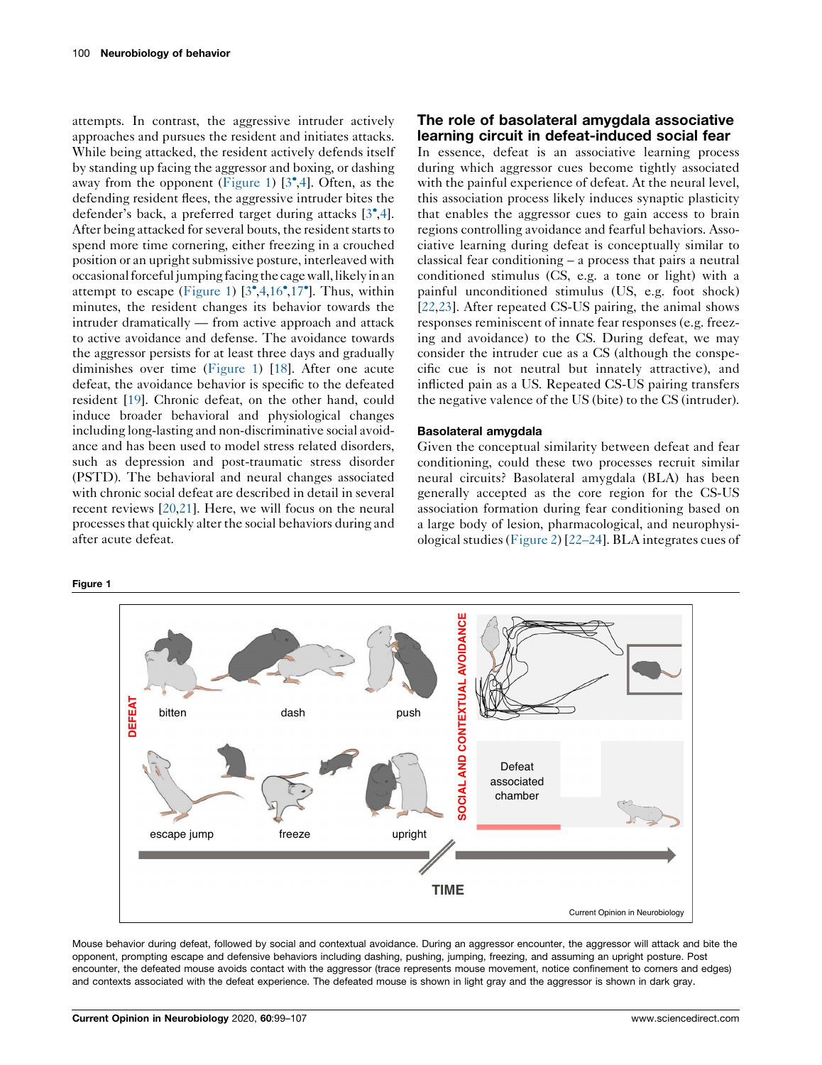attempts. In contrast, the aggressive intruder actively approaches and pursues the resident and initiates attacks. While being attacked, the resident actively defends itself by standing up facing the aggressor and boxing, or dashing away from the opponent (Figure 1) [3•,4]. Often, as the defending resident flees, the aggressive intruder bites the defender's back, a preferred target during attacks [3•,4]. After being attacked for several bouts, the resident starts to spend more time cornering, either freezing in a crouched position or an upright submissive posture, interleaved with occasional forceful jumping facing the cage wall, likely in an attempt to escape (Figure 1) [3•,4,16•,17•]. Thus, within minutes, the resident changes its behavior towards the intruder dramatically — from active approach and attack to active avoidance and defense. The avoidance towards the aggressor persists for at least three days and gradually diminishes over time (Figure 1) [18]. After one acute defeat, the avoidance behavior is specific to the defeated resident [19]. Chronic defeat, on the other hand, could induce broader behavioral and physiological changes including long-lasting and non-discriminative social avoidance and has been used to model stress related disorders, such as depression and post-traumatic stress disorder (PSTD). The behavioral and neural changes associated with chronic social defeat are described in detail in several recent reviews [20,21]. Here, we will focus on the neural processes that quickly alter the social behaviors during and after acute defeat.

## The role of basolateral amygdala associative learning circuit in defeat-induced social fear

In essence, defeat is an associative learning process during which aggressor cues become tightly associated with the painful experience of defeat. At the neural level, this association process likely induces synaptic plasticity that enables the aggressor cues to gain access to brain regions controlling avoidance and fearful behaviors. Associative learning during defeat is conceptually similar to classical fear conditioning – a process that pairs a neutral conditioned stimulus (CS, e.g. a tone or light) with a painful unconditioned stimulus (US, e.g. foot shock) [22,23]. After repeated CS-US pairing, the animal shows responses reminiscent of innate fear responses (e.g. freezing and avoidance) to the CS. During defeat, we may consider the intruder cue as a CS (although the conspecific cue is not neutral but innately attractive), and inflicted pain as a US. Repeated CS-US pairing transfers the negative valence of the US (bite) to the CS (intruder).

### Basolateral amygdala

Given the conceptual similarity between defeat and fear conditioning, could these two processes recruit similar neural circuits? Basolateral amygdala (BLA) has been generally accepted as the core region for the CS-US association formation during fear conditioning based on a large body of lesion, pharmacological, and neurophysiological studies (Figure 2) [22–24]. BLA integrates cues of

**Figure 1**

Mouse behavior during defeat, followed by social and contextual avoidance. During an aggressor encounter, the aggressor will attack and bite the opponent, prompting escape and defensive behaviors including dashing, pushing, jumping, freezing, and assuming an upright posture. Post encounter, the defeated mouse avoids contact with the aggressor (trace represents mouse movement, notice confinement to corners and edges) and contexts associated with the defeat experience. The defeated mouse is shown in light gray and the aggressor is shown in dark gray.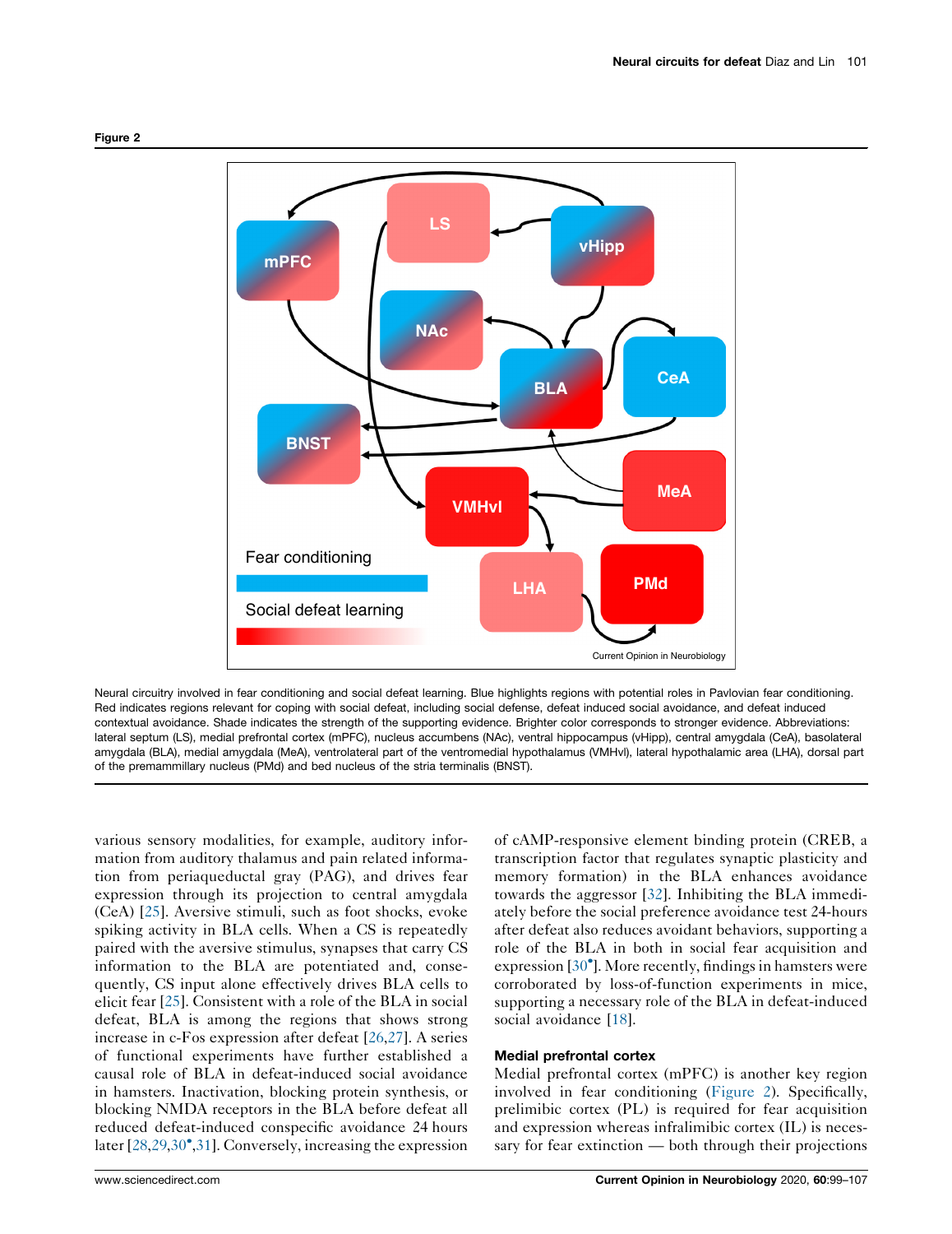Figure 2

Neural circuitry involved in fear conditioning and social defeat learning. Blue highlights regions with potential roles in Pavlovian fear conditioning. Red indicates regions relevant for coping with social defeat, including social defense, defeat induced social avoidance, and defeat induced contextual avoidance. Shade indicates the strength of the supporting evidence. Brighter color corresponds to stronger evidence. Abbreviations: lateral septum (LS), medial prefrontal cortex (mPFC), nucleus accumbens (NAc), ventral hippocampus (vHipp), central amygdala (CeA), basolateral amygdala (BLA), medial amygdala (MeA), ventrolateral part of the ventromedial hypothalamus (VMHvl), lateral hypothalamic area (LHA), dorsal part of the premammillary nucleus (PMd) and bed nucleus of the stria terminalis (BNST).

various sensory modalities, for example, auditory information from auditory thalamus and pain related information from periaqueductal gray (PAG), and drives fear expression through its projection to central amygdala (CeA) [25]. Aversive stimuli, such as foot shocks, evoke spiking activity in BLA cells. When a CS is repeatedly paired with the aversive stimulus, synapses that carry CS information to the BLA are potentiated and, consequently, CS input alone effectively drives BLA cells to elicit fear [25]. Consistent with a role of the BLA in social defeat, BLA is among the regions that shows strong increase in c-Fos expression after defeat [26,27]. A series of functional experiments have further established a causal role of BLA in defeat-induced social avoidance in hamsters. Inactivation, blocking protein synthesis, or blocking NMDA receptors in the BLA before defeat all reduced defeat-induced conspecific avoidance 24 hours later [28,29,30•,31]. Conversely, increasing the expression of cAMP-responsive element binding protein (CREB, a transcription factor that regulates synaptic plasticity and memory formation) in the BLA enhances avoidance towards the aggressor [32]. Inhibiting the BLA immediately before the social preference avoidance test 24-hours after defeat also reduces avoidant behaviors, supporting a role of the BLA in both in social fear acquisition and expression [30•]. More recently, findings in hamsters were corroborated by loss-of-function experiments in mice, supporting a necessary role of the BLA in defeat-induced social avoidance [18].

### Medial prefrontal cortex

Medial prefrontal cortex (mPFC) is another key region involved in fear conditioning (Figure 2). Specifically, prelimibic cortex (PL) is required for fear acquisition and expression whereas infralimibic cortex (IL) is necessary for fear extinction — both through their projections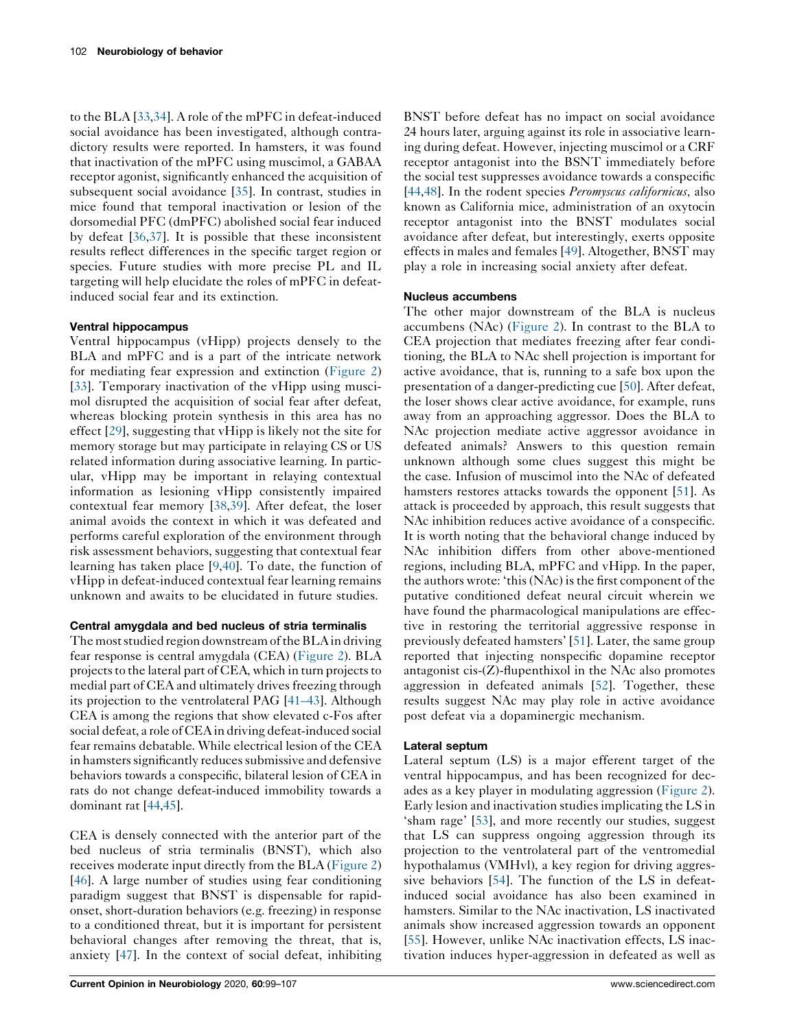to the BLA [33,34]. A role of the mPFC in defeat-induced social avoidance has been investigated, although contradictory results were reported. In hamsters, it was found that inactivation of the mPFC using muscimol, a GABAA receptor agonist, significantly enhanced the acquisition of subsequent social avoidance [35]. In contrast, studies in mice found that temporal inactivation or lesion of the dorsomedial PFC (dmPFC) abolished social fear induced by defeat [36,37]. It is possible that these inconsistent results reflect differences in the specific target region or species. Future studies with more precise PL and IL targeting will help elucidate the roles of mPFC in defeat-induced social fear and its extinction.

#### Ventral hippocampus

Ventral hippocampus (vHipp) projects densely to the BLA and mPFC and is a part of the intricate network for mediating fear expression and extinction (Figure 2) [33]. Temporary inactivation of the vHipp using muscimol disrupted the acquisition of social fear after defeat, whereas blocking protein synthesis in this area has no effect [29], suggesting that vHipp is likely not the site for memory storage but may participate in relaying CS or US related information during associative learning. In particular, vHipp may be important in relaying contextual information as lesioning vHipp consistently impaired contextual fear memory [38,39]. After defeat, the loser animal avoids the context in which it was defeated and performs careful exploration of the environment through risk assessment behaviors, suggesting that contextual fear learning has taken place [9,40]. To date, the function of vHipp in defeat-induced contextual fear learning remains unknown and awaits to be elucidated in future studies.

#### Central amygdala and bed nucleus of stria terminalis

The most studied region downstream of the BLA in driving fear response is central amygdala (CEA) (Figure 2). BLA projects to the lateral part of CEA, which in turn projects to medial part of CEA and ultimately drives freezing through its projection to the ventrolateral PAG [41–43]. Although CEA is among the regions that show elevated c-Fos after social defeat, a role of CEA in driving defeat-induced social fear remains debatable. While electrical lesion of the CEA in hamsters significantly reduces submissive and defensive behaviors towards a conspecific, bilateral lesion of CEA in rats do not change defeat-induced immobility towards a dominant rat [44,45].

CEA is densely connected with the anterior part of the bed nucleus of stria terminalis (BNST), which also receives moderate input directly from the BLA (Figure 2) [46]. A large number of studies using fear conditioning paradigm suggest that BNST is dispensable for rapid-onset, short-duration behaviors (e.g. freezing) in response to a conditioned threat, but it is important for persistent behavioral changes after removing the threat, that is, anxiety [47]. In the context of social defeat, inhibiting BNST before defeat has no impact on social avoidance 24 hours later, arguing against its role in associative learning during defeat. However, injecting muscimol or a CRF receptor antagonist into the BSNT immediately before the social test suppresses avoidance towards a conspecific [44,48]. In the rodent species *Peromyscus californicus*, also known as California mice, administration of an oxytocin receptor antagonist into the BNST modulates social avoidance after defeat, but interestingly, exerts opposite effects in males and females [49]. Altogether, BNST may play a role in increasing social anxiety after defeat.

#### Nucleus accumbens

The other major downstream of the BLA is nucleus accumbens (NAc) (Figure 2). In contrast to the BLA to CEA projection that mediates freezing after fear conditioning, the BLA to NAc shell projection is important for active avoidance, that is, running to a safe box upon the presentation of a danger-predicting cue [50]. After defeat, the loser shows clear active avoidance, for example, runs away from an approaching aggressor. Does the BLA to NAc projection mediate active aggressor avoidance in defeated animals? Answers to this question remain unknown although some clues suggest this might be the case. Infusion of muscimol into the NAc of defeated hamsters restores attacks towards the opponent [51]. As attack is proceeded by approach, this result suggests that NAc inhibition reduces active avoidance of a conspecific. It is worth noting that the behavioral change induced by NAc inhibition differs from other above-mentioned regions, including BLA, mPFC and vHipp. In the paper, the authors wrote: 'this (NAc) is the first component of the putative conditioned defeat neural circuit wherein we have found the pharmacological manipulations are effective in restoring the territorial aggressive response in previously defeated hamsters' [51]. Later, the same group reported that injecting nonspecific dopamine receptor antagonist cis-(Z)-flupenthixol in the NAc also promotes aggression in defeated animals [52]. Together, these results suggest NAc may play role in active avoidance post defeat via a dopaminergic mechanism.

#### Lateral septum

Lateral septum (LS) is a major efferent target of the ventral hippocampus, and has been recognized for decades as a key player in modulating aggression (Figure 2). Early lesion and inactivation studies implicating the LS in 'sham rage' [53], and more recently our studies, suggest that LS can suppress ongoing aggression through its projection to the ventrolateral part of the ventromedial hypothalamus (VMHvl), a key region for driving aggressive behaviors [54]. The function of the LS in defeat-induced social avoidance has also been examined in hamsters. Similar to the NAc inactivation, LS inactivated animals show increased aggression towards an opponent [55]. However, unlike NAc inactivation effects, LS inactivation induces hyper-aggression in defeated as well as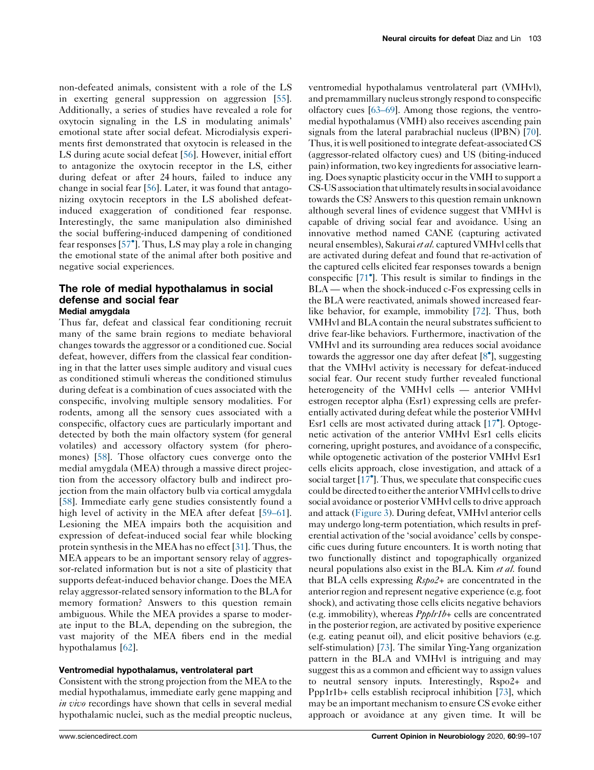non-defeated animals, consistent with a role of the LS in exerting general suppression on aggression [55]. Additionally, a series of studies have revealed a role for oxytocin signaling in the LS in modulating animals' emotional state after social defeat. Microdialysis experiments first demonstrated that oxytocin is released in the LS during acute social defeat [56]. However, initial effort to antagonize the oxytocin receptor in the LS, either during defeat or after 24 hours, failed to induce any change in social fear [56]. Later, it was found that antagonizing oxytocin receptors in the LS abolished defeat-induced exaggeration of conditioned fear response. Interestingly, the same manipulation also diminished the social buffering-induced dampening of conditioned fear responses [57•]. Thus, LS may play a role in changing the emotional state of the animal after both positive and negative social experiences.

## The role of medial hypothalamus in social defense and social fear

### Medial amygdala

Thus far, defeat and classical fear conditioning recruit many of the same brain regions to mediate behavioral changes towards the aggressor or a conditioned cue. Social defeat, however, differs from the classical fear conditioning in that the latter uses simple auditory and visual cues as conditioned stimuli whereas the conditioned stimulus during defeat is a combination of cues associated with the conspecific, involving multiple sensory modalities. For rodents, among all the sensory cues associated with a conspecific, olfactory cues are particularly important and detected by both the main olfactory system (for general volatiles) and accessory olfactory system (for pheromones) [58]. Those olfactory cues converge onto the medial amygdala (MEA) through a massive direct projection from the accessory olfactory bulb and indirect projection from the main olfactory bulb via cortical amygdala [58]. Immediate early gene studies consistently found a high level of activity in the MEA after defeat [59–61]. Lesioning the MEA impairs both the acquisition and expression of defeat-induced social fear while blocking protein synthesis in the MEA has no effect [31]. Thus, the MEA appears to be an important sensory relay of aggressor-related information but is not a site of plasticity that supports defeat-induced behavior change. Does the MEA relay aggressor-related sensory information to the BLA for memory formation? Answers to this question remain ambiguous. While the MEA provides a sparse to moderate input to the BLA, depending on the subregion, the vast majority of the MEA fibers end in the medial hypothalamus [62].

### Ventromedial hypothalamus, ventrolateral part

Consistent with the strong projection from the MEA to the medial hypothalamus, immediate early gene mapping and *in vivo* recordings have shown that cells in several medial hypothalamic nuclei, such as the medial preoptic nucleus, ventromedial hypothalamus ventrolateral part (VMHvl), and premammillary nucleus strongly respond to conspecific olfactory cues [63–69]. Among those regions, the ventromedial hypothalamus (VMH) also receives ascending pain signals from the lateral parabrachial nucleus (lPBN) [70]. Thus, it is well positioned to integrate defeat-associated CS (aggressor-related olfactory cues) and US (biting-induced pain) information, two key ingredients for associative learning. Does synaptic plasticity occur in the VMH to support a CS-US association that ultimately results in social avoidance towards the CS? Answers to this question remain unknown although several lines of evidence suggest that VMHvl is capable of driving social fear and avoidance. Using an innovative method named CANE (capturing activated neural ensembles), Sakurai *et al.* captured VMHvl cells that are activated during defeat and found that re-activation of the captured cells elicited fear responses towards a benign conspecific [71•]. This result is similar to findings in the BLA — when the shock-induced c-Fos expressing cells in the BLA were reactivated, animals showed increased fear-like behavior, for example, immobility [72]. Thus, both VMHvl and BLA contain the neural substrates sufficient to drive fear-like behaviors. Furthermore, inactivation of the VMHvl and its surrounding area reduces social avoidance towards the aggressor one day after defeat [8•], suggesting that the VMHvl activity is necessary for defeat-induced social fear. Our recent study further revealed functional heterogeneity of the VMHvl cells — anterior VMHvl estrogen receptor alpha (Esr1) expressing cells are preferentially activated during defeat while the posterior VMHvl Esr1 cells are most activated during attack [17•]. Optogenetic activation of the anterior VMHvl Esr1 cells elicits cornering, upright postures, and avoidance of a conspecific, while optogenetic activation of the posterior VMHvl Esr1 cells elicits approach, close investigation, and attack of a social target [17•]. Thus, we speculate that conspecific cues could be directed to either the anterior VMHvl cells to drive social avoidance or posterior VMHvl cells to drive approach and attack (Figure 3). During defeat, VMHvl anterior cells may undergo long-term potentiation, which results in preferential activation of the 'social avoidance' cells by conspecific cues during future encounters. It is worth noting that two functionally distinct and topographically organized neural populations also exist in the BLA. Kim *et al.* found that BLA cells expressing *Rspo2+* are concentrated in the anterior region and represent negative experience (e.g. foot shock), and activating those cells elicits negative behaviors (e.g. immobility), whereas *Ppplr1b+* cells are concentrated in the posterior region, are activated by positive experience (e.g. eating peanut oil), and elicit positive behaviors (e.g. self-stimulation) [73]. The similar Ying-Yang organization pattern in the BLA and VMHvl is intriguing and may suggest this as a common and efficient way to assign values to neutral sensory inputs. Interestingly, Rspo2+ and Ppp1r1b+ cells establish reciprocal inhibition [73], which may be an important mechanism to ensure CS evoke either approach or avoidance at any given time. It will be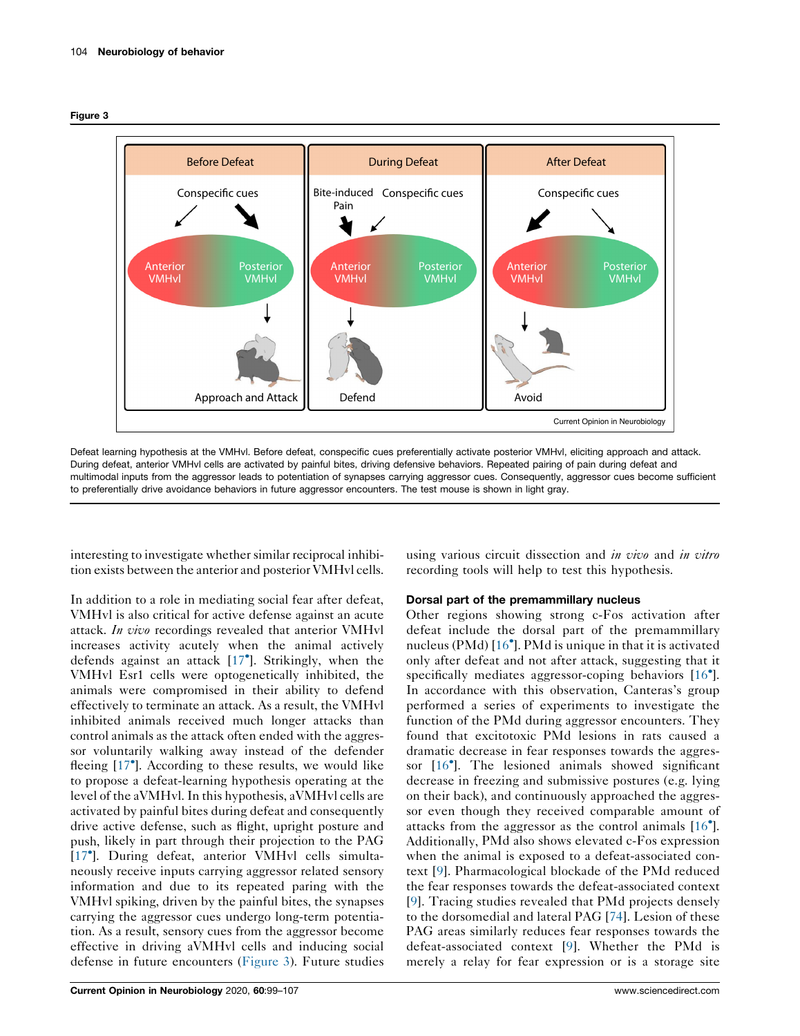**Figure 3**

Defeat learning hypothesis at the VMHvl. Before defeat, conspecific cues preferentially activate posterior VMHvl, eliciting approach and attack. During defeat, anterior VMHvl cells are activated by painful bites, driving defensive behaviors. Repeated pairing of pain during defeat and multimodal inputs from the aggressor leads to potentiation of synapses carrying aggressor cues. Consequently, aggressor cues become sufficient to preferentially drive avoidance behaviors in future aggressor encounters. The test mouse is shown in light gray.

interesting to investigate whether similar reciprocal inhibition exists between the anterior and posterior VMHvl cells.

In addition to a role in mediating social fear after defeat, VMHvl is also critical for active defense against an acute attack. *In vivo* recordings revealed that anterior VMHvl increases activity acutely when the animal actively defends against an attack [17•]. Strikingly, when the VMHvl Esr1 cells were optogenetically inhibited, the animals were compromised in their ability to defend effectively to terminate an attack. As a result, the VMHvl inhibited animals received much longer attacks than control animals as the attack often ended with the aggressor voluntarily walking away instead of the defender fleeing [17•]. According to these results, we would like to propose a defeat-learning hypothesis operating at the level of the aVMHvl. In this hypothesis, aVMHvl cells are activated by painful bites during defeat and consequently drive active defense, such as flight, upright posture and push, likely in part through their projection to the PAG [17•]. During defeat, anterior VMHvl cells simultaneously receive inputs carrying aggressor related sensory information and due to its repeated paring with the VMHvl spiking, driven by the painful bites, the synapses carrying the aggressor cues undergo long-term potentiation. As a result, sensory cues from the aggressor become effective in driving aVMHvl cells and inducing social defense in future encounters (Figure 3). Future studies using various circuit dissection and *in vivo* and *in vitro* recording tools will help to test this hypothesis.

## Dorsal part of the premammillary nucleus

Other regions showing strong c-Fos activation after defeat include the dorsal part of the premammillary nucleus (PMd) [16•]. PMd is unique in that it is activated only after defeat and not after attack, suggesting that it specifically mediates aggressor-coping behaviors [16•]. In accordance with this observation, Canteras's group performed a series of experiments to investigate the function of the PMd during aggressor encounters. They found that excitotoxic PMd lesions in rats caused a dramatic decrease in fear responses towards the aggressor [16•]. The lesioned animals showed significant decrease in freezing and submissive postures (e.g. lying on their back), and continuously approached the aggressor even though they received comparable amount of attacks from the aggressor as the control animals [16•]. Additionally, PMd also shows elevated c-Fos expression when the animal is exposed to a defeat-associated context [9]. Pharmacological blockade of the PMd reduced the fear responses towards the defeat-associated context [9]. Tracing studies revealed that PMd projects densely to the dorsomedial and lateral PAG [74]. Lesion of these PAG areas similarly reduces fear responses towards the defeat-associated context [9]. Whether the PMd is merely a relay for fear expression or is a storage site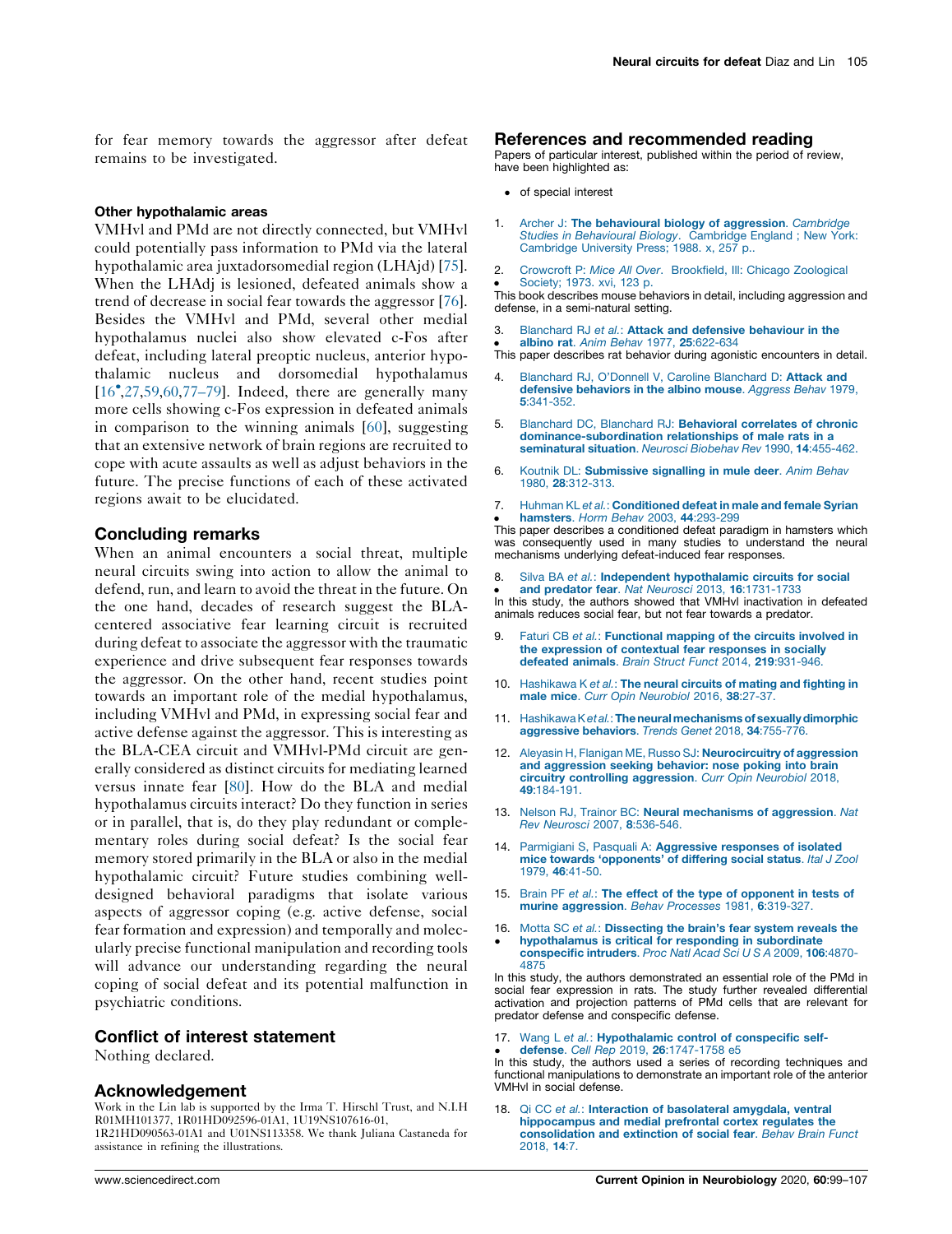for fear memory towards the aggressor after defeat remains to be investigated.

### Other hypothalamic areas

VMHvl and PMd are not directly connected, but VMHvl could potentially pass information to PMd via the lateral hypothalamic area juxtadorsomedial region (LHAjd) [75]. When the LHAdj is lesioned, defeated animals show a trend of decrease in social fear towards the aggressor [76]. Besides the VMHvl and PMd, several other medial hypothalamus nuclei also show elevated c-Fos after defeat, including lateral preoptic nucleus, anterior hypothalamic nucleus and dorsomedial hypothalamus [16•,27,59,60,77–79]. Indeed, there are generally many more cells showing c-Fos expression in defeated animals in comparison to the winning animals [60], suggesting that an extensive network of brain regions are recruited to cope with acute assaults as well as adjust behaviors in the future. The precise functions of each of these activated regions await to be elucidated.

## Concluding remarks

When an animal encounters a social threat, multiple neural circuits swing into action to allow the animal to defend, run, and learn to avoid the threat in the future. On the one hand, decades of research suggest the BLA-centered associative fear learning circuit is recruited during defeat to associate the aggressor with the traumatic experience and drive subsequent fear responses towards the aggressor. On the other hand, recent studies point towards an important role of the medial hypothalamus, including VMHvl and PMd, in expressing social fear and active defense against the aggressor. This is interesting as the BLA-CEA circuit and VMHvl-PMd circuit are generally considered as distinct circuits for mediating learned versus innate fear [80]. How do the BLA and medial hypothalamus circuits interact? Do they function in series or in parallel, that is, do they play redundant or complementary roles during social defeat? Is the social fear memory stored primarily in the BLA or also in the medial hypothalamic circuit? Future studies combining well-designed behavioral paradigms that isolate various aspects of aggressor coping (e.g. active defense, social fear formation and expression) and temporally and molecularly precise functional manipulation and recording tools will advance our understanding regarding the neural coping of social defeat and its potential malfunction in psychiatric conditions.

## Conflict of interest statement

Nothing declared.

## Acknowledgement

Work in the Lin lab is supported by the Irma T. Hirschl Trust, and N.I.H R01MH101377, 1R01HD092596-01A1, 1U19NS107616-01, 1R21HD090563-01A1 and U01NS113358. We thank Juliana Castaneda for assistance in refining the illustrations.

## References and recommended reading

Papers of particular interest, published within the period of review, have been highlighted as:

- of special interest

1. Archer J: **The behavioural biology of aggression**. *Cambridge Studies in Behavioural Biology*. Cambridge England ; New York: Cambridge University Press; 1988. x, 257 p..

2. • Crowcroft P: *Mice All Over*. Brookfield, Ill: Chicago Zoological Society; 1973. xvi, 123 p.
This book describes mouse behaviors in detail, including aggression and defense, in a semi-natural setting.

3. • Blanchard RJ *et al.*: **Attack and defensive behaviour in the albino rat**. *Anim Behav* 1977, **25**:622-634
This paper describes rat behavior during agonistic encounters in detail.

4. Blanchard RJ, O'Donnell V, Caroline Blanchard D: **Attack and defensive behaviors in the albino mouse**. *Aggress Behav* 1979, **5**:341-352.

5. Blanchard DC, Blanchard RJ: **Behavioral correlates of chronic dominance-subordination relationships of male rats in a seminatural situation**. *Neurosci Biobehav Rev* 1990, **14**:455-462.

6. Koutnik DL: **Submissive signalling in mule deer**. *Anim Behav* 1980, **28**:312-313.

7. • Huhman KL *et al.*: **Conditioned defeat in male and female Syrian hamsters**. *Horm Behav* 2003, **44**:293-299
This paper describes a conditioned defeat paradigm in hamsters which was consequently used in many studies to understand the neural mechanisms underlying defeat-induced fear responses.

8. • Silva BA *et al.*: **Independent hypothalamic circuits for social and predator fear**. *Nat Neurosci* 2013, **16**:1731-1733
In this study, the authors showed that VMHvl inactivation in defeated animals reduces social fear, but not fear towards a predator.

9. Faturi CB *et al.*: **Functional mapping of the circuits involved in the expression of contextual fear responses in socially defeated animals**. *Brain Struct Funct* 2014, **219**:931-946.

10. Hashikawa K *et al.*: **The neural circuits of mating and fighting in male mice**. *Curr Opin Neurobiol* 2016, **38**:27-37.

11. Hashikawa K *et al.*: **The neural mechanisms of sexually dimorphic aggressive behaviors**. *Trends Genet* 2018, **34**:755-776.

12. Aleyasin H, Flanigan ME, Russo SJ: **Neurocircuitry of aggression and aggression seeking behavior: nose poking into brain circuitry controlling aggression**. *Curr Opin Neurobiol* 2018, **49**:184-191.

13. Nelson RJ, Trainor BC: **Neural mechanisms of aggression**. *Nat Rev Neurosci* 2007, **8**:536-546.

14. Parmigiani S, Pasquali A: **Aggressive responses of isolated mice towards 'opponents' of differing social status**. *Ital J Zool* 1979, **46**:41-50.

15. Brain PF *et al.*: **The effect of the type of opponent in tests of murine aggression**. *Behav Processes* 1981, **6**:319-327.

16. • Motta SC *et al.*: **Dissecting the brain's fear system reveals the hypothalamus is critical for responding in subordinate conspecific intruders**. *Proc Natl Acad Sci U S A* 2009, **106**:4870-4875
In this study, the authors demonstrated an essential role of the PMd in social fear expression in rats. The study further revealed differential activation and projection patterns of PMd cells that are relevant for predator defense and conspecific defense.

17. • Wang L *et al.*: **Hypothalamic control of conspecific self-defense**. *Cell Rep* 2019, **26**:1747-1758 e5
In this study, the authors used a series of recording techniques and functional manipulations to demonstrate an important role of the anterior VMHvl in social defense.

18. Qi CC *et al.*: **Interaction of basolateral amygdala, ventral hippocampus and medial prefrontal cortex regulates the consolidation and extinction of social fear**. *Behav Brain Funct* 2018, **14**:7.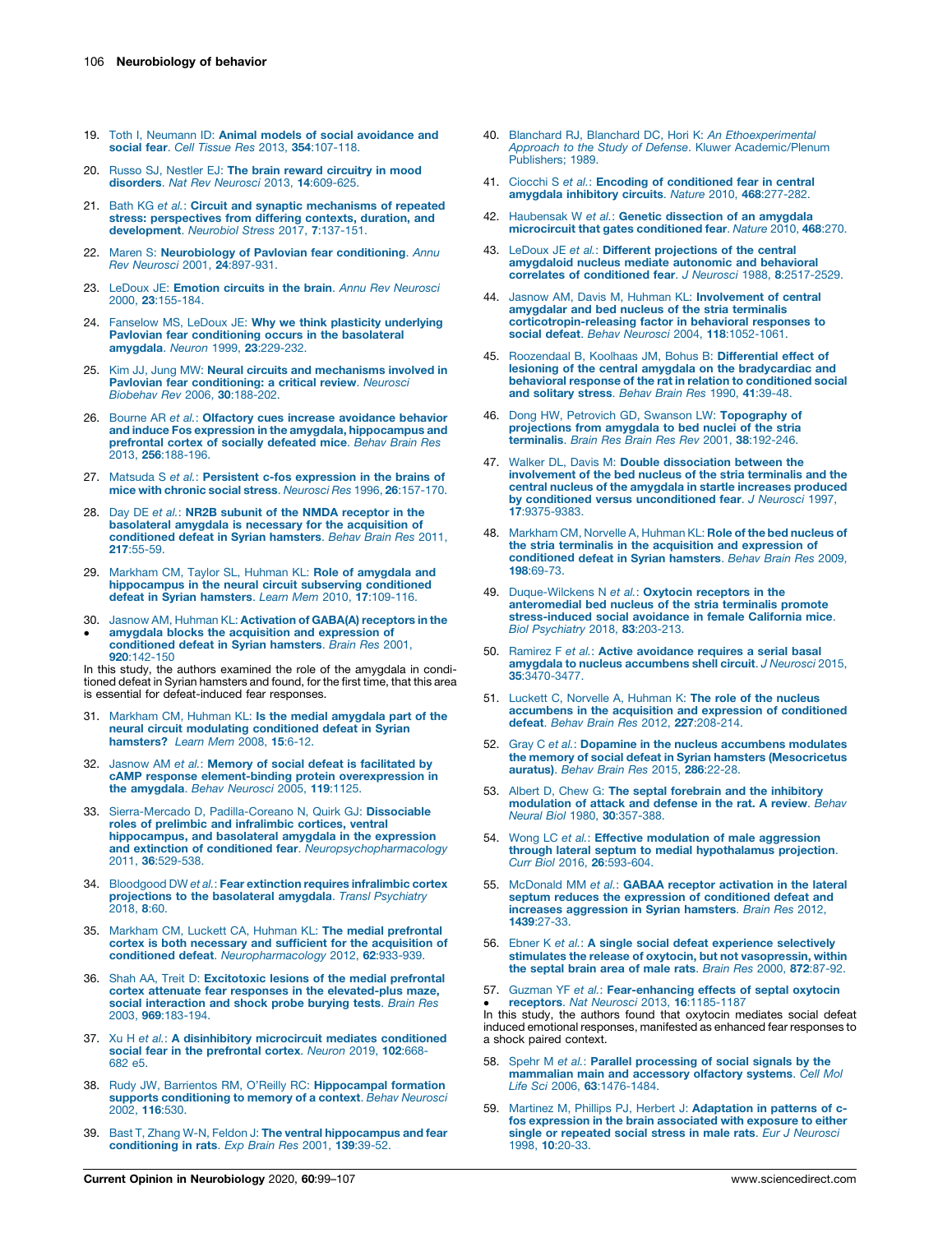19. Toth I, Neumann ID: **Animal models of social avoidance and social fear**. *Cell Tissue Res* 2013, **354**:107-118.

20. Russo SJ, Nestler EJ: **The brain reward circuitry in mood disorders**. *Nat Rev Neurosci* 2013, **14**:609-625.

21. Bath KG *et al.*: **Circuit and synaptic mechanisms of repeated stress: perspectives from differing contexts, duration, and development**. *Neurobiol Stress* 2017, **7**:137-151.

22. Maren S: **Neurobiology of Pavlovian fear conditioning**. *Annu Rev Neurosci* 2001, **24**:897-931.

23. LeDoux JE: **Emotion circuits in the brain**. *Annu Rev Neurosci* 2000, **23**:155-184.

24. Fanselow MS, LeDoux JE: **Why we think plasticity underlying Pavlovian fear conditioning occurs in the basolateral amygdala**. *Neuron* 1999, **23**:229-232.

25. Kim JJ, Jung MW: **Neural circuits and mechanisms involved in Pavlovian fear conditioning: a critical review**. *Neurosci Biobehav Rev* 2006, **30**:188-202.

26. Bourne AR *et al.*: **Olfactory cues increase avoidance behavior and induce Fos expression in the amygdala, hippocampus and prefrontal cortex of socially defeated mice**. *Behav Brain Res* 2013, **256**:188-196.

27. Matsuda S *et al.*: **Persistent c-fos expression in the brains of mice with chronic social stress**. *Neurosci Res* 1996, **26**:157-170.

28. Day DE *et al.*: **NR2B subunit of the NMDA receptor in the basolateral amygdala is necessary for the acquisition of conditioned defeat in Syrian hamsters**. *Behav Brain Res* 2011, **217**:55-59.

29. Markham CM, Taylor SL, Huhman KL: **Role of amygdala and hippocampus in the neural circuit subserving conditioned defeat in Syrian hamsters**. *Learn Mem* 2010, **17**:109-116.

30. • Jasnow AM, Huhman KL: **Activation of GABA(A) receptors in the amygdala blocks the acquisition and expression of conditioned defeat in Syrian hamsters**. *Brain Res* 2001, **920**:142-150

In this study, the authors examined the role of the amygdala in conditioned defeat in Syrian hamsters and found, for the first time, that this area is essential for defeat-induced fear responses.

31. Markham CM, Huhman KL: **Is the medial amygdala part of the neural circuit modulating conditioned defeat in Syrian hamsters?** *Learn Mem* 2008, **15**:6-12.

32. Jasnow AM *et al.*: **Memory of social defeat is facilitated by cAMP response element-binding protein overexpression in the amygdala**. *Behav Neurosci* 2005, **119**:1125.

33. Sierra-Mercado D, Padilla-Coreano N, Quirk GJ: **Dissociable roles of prelimbic and infralimbic cortices, ventral hippocampus, and basolateral amygdala in the expression and extinction of conditioned fear**. *Neuropsychopharmacology* 2011, **36**:529-538.

34. Bloodgood DW *et al.*: **Fear extinction requires infralimbic cortex projections to the basolateral amygdala**. *Transl Psychiatry* 2018, **8**:60.

35. Markham CM, Luckett CA, Huhman KL: **The medial prefrontal cortex is both necessary and sufficient for the acquisition of conditioned defeat**. *Neuropharmacology* 2012, **62**:933-939.

36. Shah AA, Treit D: **Excitotoxic lesions of the medial prefrontal cortex attenuate fear responses in the elevated-plus maze, social interaction and shock probe burying tests**. *Brain Res* 2003, **969**:183-194.

37. Xu H *et al.*: **A disinhibitory microcircuit mediates conditioned social fear in the prefrontal cortex**. *Neuron* 2019, **102**:668-682 e5.

38. Rudy JW, Barrientos RM, O'Reilly RC: **Hippocampal formation supports conditioning to memory of a context**. *Behav Neurosci* 2002, **116**:530.

39. Bast T, Zhang W-N, Feldon J: **The ventral hippocampus and fear conditioning in rats**. *Exp Brain Res* 2001, **139**:39-52.

40. Blanchard RJ, Blanchard DC, Hori K: *An Ethoexperimental Approach to the Study of Defense*. Kluwer Academic/Plenum Publishers; 1989.

41. Ciocchi S *et al.*: **Encoding of conditioned fear in central amygdala inhibitory circuits**. *Nature* 2010, **468**:277-282.

42. Haubensak W *et al.*: **Genetic dissection of an amygdala microcircuit that gates conditioned fear**. *Nature* 2010, **468**:270.

43. LeDoux JE *et al.*: **Different projections of the central amygdaloid nucleus mediate autonomic and behavioral correlates of conditioned fear**. *J Neurosci* 1988, **8**:2517-2529.

44. Jasnow AM, Davis M, Huhman KL: **Involvement of central amygdalar and bed nucleus of the stria terminalis corticotropin-releasing factor in behavioral responses to social defeat**. *Behav Neurosci* 2004, **118**:1052-1061.

45. Roozendaal B, Koolhaas JM, Bohus B: **Differential effect of lesioning of the central amygdala on the bradycardiac and behavioral response of the rat in relation to conditioned social and solitary stress**. *Behav Brain Res* 1990, **41**:39-48.

46. Dong HW, Petrovich GD, Swanson LW: **Topography of projections from amygdala to bed nuclei of the stria terminalis**. *Brain Res Brain Res Rev* 2001, **38**:192-246.

47. Walker DL, Davis M: **Double dissociation between the involvement of the bed nucleus of the stria terminalis and the central nucleus of the amygdala in startle increases produced by conditioned versus unconditioned fear**. *J Neurosci* 1997, **17**:9375-9383.

48. Markham CM, Norvelle A, Huhman KL: **Role of the bed nucleus of the stria terminalis in the acquisition and expression of conditioned defeat in Syrian hamsters**. *Behav Brain Res* 2009, **198**:69-73.

49. Duque-Wilckens N *et al.*: **Oxytocin receptors in the anteromedial bed nucleus of the stria terminalis promote stress-induced social avoidance in female California mice**. *Biol Psychiatry* 2018, **83**:203-213.

50. Ramirez F *et al.*: **Active avoidance requires a serial basal amygdala to nucleus accumbens shell circuit**. *J Neurosci* 2015, **35**:3470-3477.

51. Luckett C, Norvelle A, Huhman K: **The role of the nucleus accumbens in the acquisition and expression of conditioned defeat**. *Behav Brain Res* 2012, **227**:208-214.

52. Gray C *et al.*: **Dopamine in the nucleus accumbens modulates the memory of social defeat in Syrian hamsters (Mesocricetus auratus)**. *Behav Brain Res* 2015, **286**:22-28.

53. Albert D, Chew G: **The septal forebrain and the inhibitory modulation of attack and defense in the rat. A review**. *Behav Neural Biol* 1980, **30**:357-388.

54. Wong LC *et al.*: **Effective modulation of male aggression through lateral septum to medial hypothalamus projection**. *Curr Biol* 2016, **26**:593-604.

55. McDonald MM *et al.*: **GABAA receptor activation in the lateral septum reduces the expression of conditioned defeat and increases aggression in Syrian hamsters**. *Brain Res* 2012, **1439**:27-33.

56. Ebner K *et al.*: **A single social defeat experience selectively stimulates the release of oxytocin, but not vasopressin, within the septal brain area of male rats**. *Brain Res* 2000, **872**:87-92.

57. • Guzman YF *et al.*: **Fear-enhancing effects of septal oxytocin receptors**. *Nat Neurosci* 2013, **16**:1185-1187

In this study, the authors found that oxytocin mediates social defeat induced emotional responses, manifested as enhanced fear responses to a shock paired context.

58. Spehr M *et al.*: **Parallel processing of social signals by the mammalian main and accessory olfactory systems**. *Cell Mol Life Sci* 2006, **63**:1476-1484.

59. Martinez M, Phillips PJ, Herbert J: **Adaptation in patterns of c-fos expression in the brain associated with exposure to either single or repeated social stress in male rats**. *Eur J Neurosci* 1998, **10**:20-33.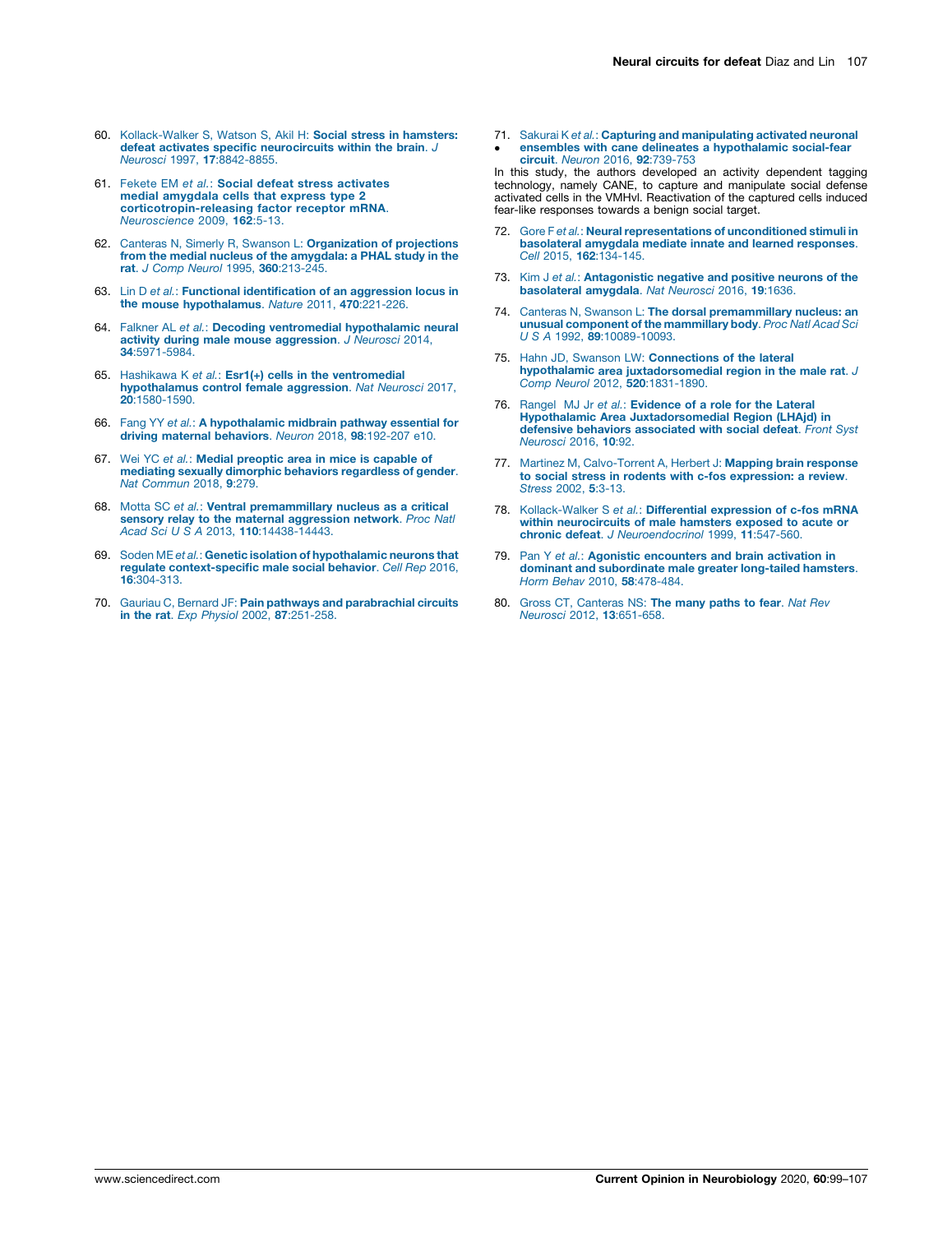60. Kollack-Walker S, Watson S, Akil H: **Social stress in hamsters: defeat activates specific neurocircuits within the brain**. *J Neurosci* 1997, **17**:8842-8855.

61. Fekete EM *et al.*: **Social defeat stress activates medial amygdala cells that express type 2 corticotropin-releasing factor receptor mRNA**. *Neuroscience* 2009, **162**:5-13.

62. Canteras N, Simerly R, Swanson L: **Organization of projections from the medial nucleus of the amygdala: a PHAL study in the rat**. *J Comp Neurol* 1995, **360**:213-245.

63. Lin D *et al.*: **Functional identification of an aggression locus in the mouse hypothalamus**. *Nature* 2011, **470**:221-226.

64. Falkner AL *et al.*: **Decoding ventromedial hypothalamic neural activity during male mouse aggression**. *J Neurosci* 2014, **34**:5971-5984.

65. Hashikawa K *et al.*: **Esr1(+) cells in the ventromedial hypothalamus control female aggression**. *Nat Neurosci* 2017, **20**:1580-1590.

66. Fang YY *et al.*: **A hypothalamic midbrain pathway essential for driving maternal behaviors**. *Neuron* 2018, **98**:192-207 e10.

67. Wei YC *et al.*: **Medial preoptic area in mice is capable of mediating sexually dimorphic behaviors regardless of gender**. *Nat Commun* 2018, **9**:279.

68. Motta SC *et al.*: **Ventral premammillary nucleus as a critical sensory relay to the maternal aggression network**. *Proc Natl Acad Sci U S A* 2013, **110**:14438-14443.

69. Soden ME *et al.*: **Genetic isolation of hypothalamic neurons that regulate context-specific male social behavior**. *Cell Rep* 2016, **16**:304-313.

70. Gauriau C, Bernard JF: **Pain pathways and parabrachial circuits in the rat**. *Exp Physiol* 2002, **87**:251-258.

71. • Sakurai K *et al.*: **Capturing and manipulating activated neuronal ensembles with cane delineates a hypothalamic social-fear circuit**. *Neuron* 2016, **92**:739-753

In this study, the authors developed an activity dependent tagging technology, namely CANE, to capture and manipulate social defense activated cells in the VMHvl. Reactivation of the captured cells induced fear-like responses towards a benign social target.

72. Gore F *et al.*: **Neural representations of unconditioned stimuli in basolateral amygdala mediate innate and learned responses**. *Cell* 2015, **162**:134-145.

73. Kim J *et al.*: **Antagonistic negative and positive neurons of the basolateral amygdala**. *Nat Neurosci* 2016, **19**:1636.

74. Canteras N, Swanson L: **The dorsal premammillary nucleus: an unusual component of the mammillary body**. *Proc Natl Acad Sci U S A* 1992, **89**:10089-10093.

75. Hahn JD, Swanson LW: **Connections of the lateral hypothalamic area juxtadorsomedial region in the male rat**. *J Comp Neurol* 2012, **520**:1831-1890.

76. Rangel MJ Jr *et al.*: **Evidence of a role for the Lateral Hypothalamic Area Juxtadorsomedial Region (LHAjd) in defensive behaviors associated with social defeat**. *Front Syst Neurosci* 2016, **10**:92.

77. Martinez M, Calvo-Torrent A, Herbert J: **Mapping brain response to social stress in rodents with c-fos expression: a review**. *Stress* 2002, **5**:3-13.

78. Kollack-Walker S *et al.*: **Differential expression of c-fos mRNA within neurocircuits of male hamsters exposed to acute or chronic defeat**. *J Neuroendocrinol* 1999, **11**:547-560.

79. Pan Y *et al.*: **Agonistic encounters and brain activation in dominant and subordinate male greater long-tailed hamsters**. *Horm Behav* 2010, **58**:478-484.

80. Gross CT, Canteras NS: **The many paths to fear**. *Nat Rev Neurosci* 2012, **13**:651-658.